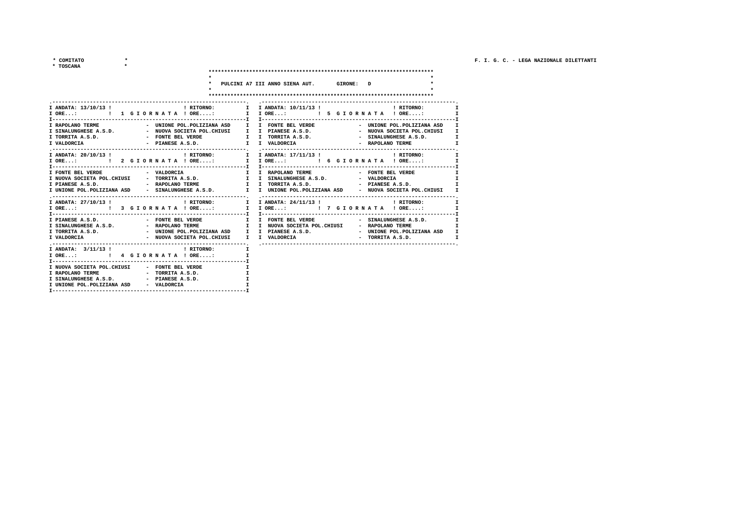COMITATO TOSCANA

F. I. G. C. - LEGA NAZIONALE DILETTANTI

## PULCINI A7 III ANNO SIENA AUT. GIRONE: D

| ANDATA: 13/10/13 | 1 GIORNATA | RITORNO: |
|---|---|---|
| ORE...: | | ORE....: |
| RAPOLANO TERME | - | UNIONE POL.POLIZIANA ASD |
| SINALUNGHESE A.S.D. | - | NUOVA SOCIETA POL.CHIUSI |
| TORRITA A.S.D. | - | FONTE BEL VERDE |
| VALDORCIA | - | PIANESE A.S.D. |

| ANDATA: 20/10/13 | 2 GIORNATA | RITORNO: |
|---|---|---|
| ORE...: | | ORE....: |
| FONTE BEL VERDE | - | VALDORCIA |
| NUOVA SOCIETA POL.CHIUSI | - | TORRITA A.S.D. |
| PIANESE A.S.D. | - | RAPOLANO TERME |
| UNIONE POL.POLIZIANA ASD | - | SINALUNGHESE A.S.D. |

| ANDATA: 27/10/13 | 3 GIORNATA | RITORNO: |
|---|---|---|
| ORE...: | | ORE....: |
| PIANESE A.S.D. | - | FONTE BEL VERDE |
| SINALUNGHESE A.S.D. | - | RAPOLANO TERME |
| TORRITA A.S.D. | - | UNIONE POL.POLIZIANA ASD |
| VALDORCIA | - | NUOVA SOCIETA POL.CHIUSI |

| ANDATA: 3/11/13 | 4 GIORNATA | RITORNO: |
|---|---|---|
| ORE...: | | ORE....: |
| NUOVA SOCIETA POL.CHIUSI | - | FONTE BEL VERDE |
| RAPOLANO TERME | - | TORRITA A.S.D. |
| SINALUNGHESE A.S.D. | - | PIANESE A.S.D. |
| UNIONE POL.POLIZIANA ASD | - | VALDORCIA |

| ANDATA: 10/11/13 | 5 GIORNATA | RITORNO: |
|---|---|---|
| ORE...: | | ORE....: |
| FONTE BEL VERDE | - | UNIONE POL.POLIZIANA ASD |
| PIANESE A.S.D. | - | NUOVA SOCIETA POL.CHIUSI |
| TORRITA A.S.D. | - | SINALUNGHESE A.S.D. |
| VALDORCIA | - | RAPOLANO TERME |

| ANDATA: 17/11/13 | 6 GIORNATA | RITORNO: |
|---|---|---|
| ORE...: | | ORE....: |
| RAPOLANO TERME | - | FONTE BEL VERDE |
| SINALUNGHESE A.S.D. | - | VALDORCIA |
| TORRITA A.S.D. | - | PIANESE A.S.D. |
| UNIONE POL.POLIZIANA ASD | - | NUOVA SOCIETA POL.CHIUSI |

| ANDATA: 24/11/13 | 7 GIORNATA | RITORNO: |
|---|---|---|
| ORE...: | | ORE....: |
| FONTE BEL VERDE | - | SINALUNGHESE A.S.D. |
| NUOVA SOCIETA POL.CHIUSI | - | RAPOLANO TERME |
| PIANESE A.S.D. | - | UNIONE POL.POLIZIANA ASD |
| VALDORCIA | - | TORRITA A.S.D. |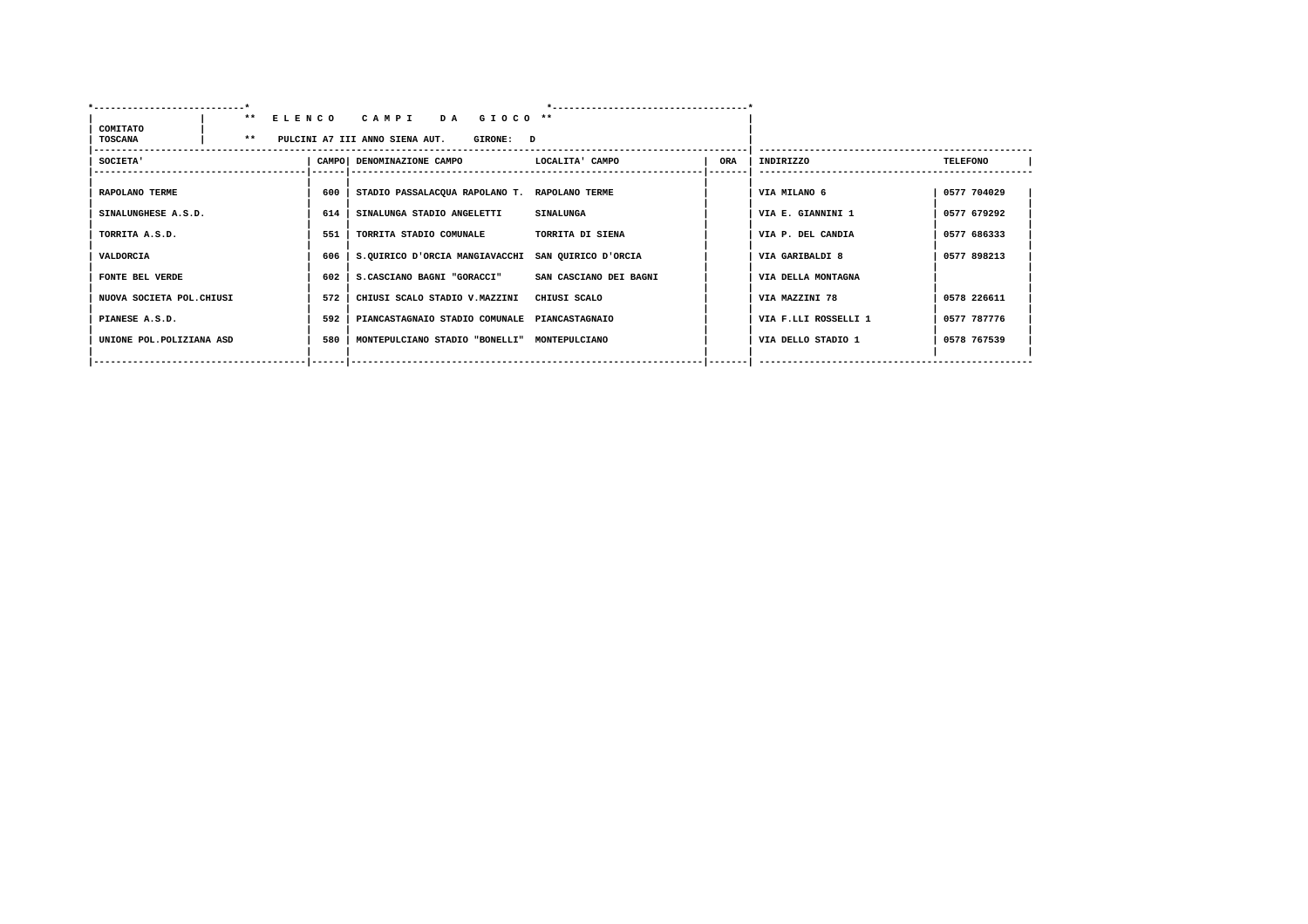COMITATO TOSCANA

** E L E N C O   C A M P I   D A   G I O C O **

** PULCINI A7 III ANNO SIENA AUT.   GIRONE: D

| SOCIETA' | CAMPO | DENOMINAZIONE CAMPO | LOCALITA' CAMPO | ORA | INDIRIZZO | TELEFONO |
|---|---|---|---|---|---|---|
| RAPOLANO TERME | 600 | STADIO PASSALACQUA RAPOLANO T. | RAPOLANO TERME | | VIA MILANO 6 | 0577 704029 |
| SINALUNGHESE A.S.D. | 614 | SINALUNGA STADIO ANGELETTI | SINALUNGA | | VIA E. GIANNINI 1 | 0577 679292 |
| TORRITA A.S.D. | 551 | TORRITA STADIO COMUNALE | TORRITA DI SIENA | | VIA P. DEL CANDIA | 0577 686333 |
| VALDORCIA | 606 | S.QUIRICO D'ORCIA MANGIAVACCHI | SAN QUIRICO D'ORCIA | | VIA GARIBALDI 8 | 0577 898213 |
| FONTE BEL VERDE | 602 | S.CASCIANO BAGNI "GORACCI" | SAN CASCIANO DEI BAGNI | | VIA DELLA MONTAGNA | |
| NUOVA SOCIETA POL.CHIUSI | 572 | CHIUSI SCALO STADIO V.MAZZINI | CHIUSI SCALO | | VIA MAZZINI 78 | 0578 226611 |
| PIANESE A.S.D. | 592 | PIANCASTAGNAIO STADIO COMUNALE | PIANCASTAGNAIO | | VIA F.LLI ROSSELLI 1 | 0577 787776 |
| UNIONE POL.POLIZIANA ASD | 580 | MONTEPULCIANO STADIO "BONELLI" | MONTEPULCIANO | | VIA DELLO STADIO 1 | 0578 767539 |